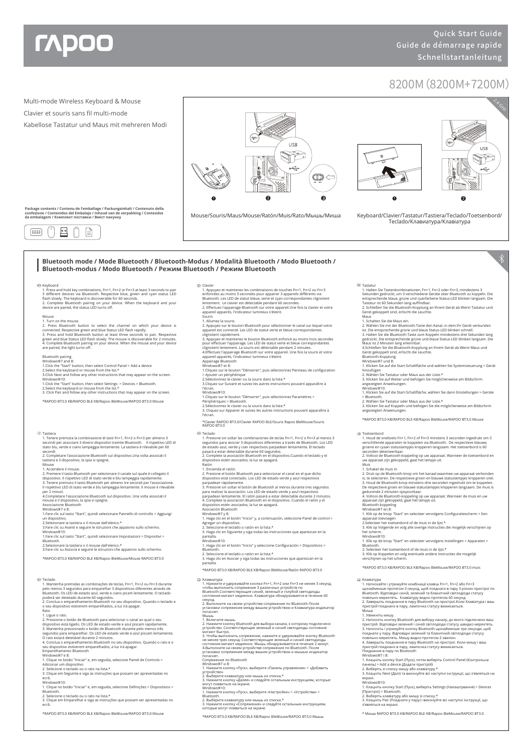# rapoo

Quick Start Guide
Guide de démarrage rapide
Schnellstartanleitung

8200M (8200M+7200M)

Multi-mode Wireless Keyboard & Mouse
Clavier et souris sans fil multi-mode
Kabellose Tastatur und Maus mit mehreren Modi

**Package contents / Contenu de l'emballage / Packungsinhalt / Contenuto della confezione / Contenidos del Embalaje / Inhoud van de verpakking / Conteúdos da embalagem / Комплект поставки / Вміст пакунку**

2.4 GHz

USB

❶ ❷ ❸

Mouse/Souris/Maus/Mouse/Ratón/Muis/Rato/Мышь/Миша

❶ ❷

Keyboard/Clavier/Tastatur/Tastiera/Teclado/Toetsenbord/Teclado/Клавиатура/Клавіатура

## Bluetooth mode / Mode Bluetooth / Bluetooth-Modus / Modalità Bluetooth / Modo Bluetooth / Bluetooth-modus / Modo Bluetooth / Режим Bluetooth / Режим Bluetooth

### EN Keyboard

1. Press and hold key combinations, Fn+1, Fn+2 or Fn+3 at least 3 seconds to pair 3 different devices via Bluetooth. Respective blue, green and cyan status LED flash slowly. The keyboard is discoverable for 60 seconds.
2. Complete Bluetooth pairing on your device. When the keyboard and your device are paired, the status LED turns off.

Mouse
1. Turn on the mouse.
2. Press Bluetooth button to select the channel on which your device is connected. Respective green and blue Status LED flash rapidly.
3. Press and hold Bluetooth button at least three seconds to pair. Respective green and blue Status LED flash slowly. The mouse is discoverable for 2 minutes.
4. Complete Bluetooth pairing on your device. When the mouse and your device are paired, the light turns off.

Bluetooth pairing
Windows®7 and 8:
1.Click the "Start" button, then select Control Panel > Add a device
2.Select the keyboard or mouse from the list.*
3.Click Next and follow any other instructions that may appear on the screen.
Windows®10:
1.Click the "Start" button, then select Settings > Devices > Bluetooth.
2.Select the keyboard or mouse from the list.*
3. Click Pair and follow any other instructions that may appear on the screen.

*RAPOO BT3.0 KB/RAPOO BLE KB/Rapoo BleMouse/RAPOO BT3.0 Mouse

### FR Clavier

1. Appuyez et maintenez les combinaisons de touches Fn+1, Fn+2 ou Fn+3 enfoncées au moins 3 secondes pour appairer 3 appareils différents via Bluetooth. Les LED de statut bleue, verte et cyan correspondantes clignotent lentement. Le clavier est détectable pendant 60 secondes.
2. Effectuez l'appairage Bluetooth sur votre appareil.Une fois la clavier et votre appareil appairés, l'indicateur lumineux s'éteint.

Souris
1. Allumez la souris.
2. Appuyez sur le bouton Bluetooth pour sélectionner le canal sur lequel votre appareil est connecté. Les LED de statut verte et bleue correspondantes clignotent rapidement.
3. Appuyez et maintenez le bouton Bluetooth enfoncé au moins trois secondes pour effectuer l'appairage. Les LED de statut verte et bleue correspondantes clignotent lentement. La souris est détectable pendant 2 minutes.
4.Effectuez l'appairage Bluetooth sur votre appareil. Une fois la souris et votre appareil appairés, l'indicateur lumineux s'éteint.

Appairage Bluetooth
Windows®7 et 8:
1.Cliquez sur le bouton "Démarrer", puis sélectionnez Panneau de configuration > Ajouter un périphérique
2.Sélectionnez le clavier ou la souris dans la liste.*
3.Cliquez sur Suivant et suivez les autres instructions pouvant apparaître à l'écran.
Windows®10:
1.Cliquez sur le bouton "Démarrer", puis sélectionnez Paramètres > Périphériques > Bluetooth.
2.Sélectionnez le clavier ou la souris dans la liste.*
3. Cliquez sur Appairer et suivez les autres instructions pouvant apparaître à l'écran.

*Clavier RAPOO BT3.0/Clavier RAPOO BLE/Souris Rapoo BleMouse/Souris RAPOO BT3.0

### DE Tastatur

1. Halten Sie Tastenkombinationen, Fn+1, Fn+2 oder Fn+3, mindestens 3 Sekunden gedrückt, um 3 verschiedene Geräte über Bluetooth zu koppeln. Die entsprechende blaue, grüne und cyanfarbene Status-LED blinken langsam. Die Tastatur ist 60 Sekunden lang auffindbar.
2. Schließen Sie die Bluetooth-Kopplung an Ihrem Gerät ab.Wenn Tastatur und Gerät gekoppelt sind, erlischt die Leuchte.

Maus
1. Schalten Sie die Maus ein.
2. Wählen Sie mit der Bluetooth-Taste den Kanal, in dem Ihr Gerät verbunden ist. Die entsprechende grüne und blaue Status-LED blinken schnell.
3. Halten Sie die Bluetooth-Taste zum Koppeln mindestens drei Sekunden lang gedrückt. Die entsprechende grüne und blaue Status-LED blinken langsam. Die Maus ist 2 Minuten lang erkennbar.
4.Schließen Sie die Bluetooth-Kopplung an Ihrem Gerät ab.Wenn Maus und Gerät gekoppelt sind, erlischt die Leuchte.

Bluetooth-Kopplung
Windows®7 und 8:
1. Klicken Sie auf die Start-Schaltfläche und wählen Sie Systemsteuerung > Gerät hinzufügen
2. Wählen Sie Tastatur oder Maus aus der Liste.*
3. Klicken Sie auf Weiter und befolgen Sie die möglicherweise am Bildschirm angezeigten Anweisungen.
Windows®10:
1. Klicken Sie auf die Start-Schaltfläche, wählen Sie dann Einstellungen > Geräte > Bluetooth.
2. Wählen Sie Tastatur oder Maus aus der Liste.*
3. Klicken Sie auf Koppeln und befolgen Sie die möglicherweise am Bildschirm angezeigten Anweisungen.

*RAPOO BT3.0 KB/RAPOO BLE KB/Rapoo BleMouse/RAPOO BT3.0 Mouse

### IT Tastiera

1. Tenere premuta la combinazione di tasti Fn+1, Fn+2 o Fn+3 per almeno 3 secondi per associare 3 diversi dispositivi tramite Bluetooth. Il rispettivo LED di stato blu, verde e ciano lampeggia lentamente. La tastiera è rilevabile per 60 secondi
2. Completare l'associazione Bluetooth sul dispositivo.Una volta associati il tastiera e il dispositivo, la spia si spegne.

Mouse
1. Accendere il mouse.
2. Premere il tasto Bluetooth per selezionare il canale sul quale è collegato il dispositivo. Il rispettivo LED di stato verde e blu lampeggia rapidamente.
3. Tenere premuto il tasto Bluetooth per almeno tre secondi per l'associazione. Il rispettivo LED di stato verde e blu lampeggia lentamente. Il mouse è rilevabile per 2 minuti.
4.Completare l'associazione Bluetooth sul dispositivo. Una volta associati il mouse e il dispositivo, la spia si spegne.

Associazione Bluetooth
Windows®7 e 8:
1.Fare clic sul tasto "Start", quindi selezionare Pannello di controllo > Aggiungi un dispositivo.
2.Selezionare la tastiera o il mouse dall'elenco.*
3.Fare clic su Avanti e seguire le istruzioni che appaiono sullo schermo.
Windows®10:
1.Fare clic sul tasto "Start", quindi selezionare Impostazioni > Dispositivi > Bluetooth.
2.Selezionare la tastiera o il mouse dall'elenco.*
3.Fare clic su Associa e seguire le istruzioni che appaiono sullo schermo.

*RAPOO BT3.0 KB/RAPOO BLE KB/Rapoo BleMouse/Mouse RAPOO BT3.0

### ES Teclado

1. Presione sin soltar las combinaciones de teclas Fn+1, Fn+2 o Fn+3 al menos 3 segundos para asociar 3 dispositivos diferentes a través de Bluetooth. Los LED de estado azul, verde y cian respectivos parpadean lentamente. El teclado pasará a estar detectable durante 60 segundos.
2. Complete la asociación Bluetooth en el dispositivo.Cuando el teclado y el dispositivo estén asociados, la luz se apagará.

Ratón
1. Encienda el ratón.
2. Presione el botón Bluetooth para seleccionar el canal en el que dicho dispositivo está conectado. Los LED de estado verde y azul respectivos parpadean rápidamente.
3. Presione sin soltar el botón de Bluetooth al menos durante tres segundos para realizar la asociación. Los LED de estado verde y azul respectivos parpadean lentamente. El ratón pasará a estar detectable durante 2 minutos.
4. Complete la asociación Bluetooth en el dispositivo. Cuando el ratón y el dispositivo estén asociados, la luz se apagará.

Asociación Bluetooth
Windows®7 y 8:
1. Haga clic en el botón "Inicio" y, a continuación, seleccione Panel de control > Agregar un dispositivo.
2. Seleccione el teclado o ratón en la lista.*
3. Haga clic en Siguiente y siga todas las instrucciones que aparezcan en la pantalla.
Windows®10:
1. Haga clic en el botón "Inicio" y seleccione Configuración > Dispositivos > Bluetooth.
2. Seleccione el teclado o ratón en la lista.*
3. Haga clic en Asociar y siga todas las instrucciones que aparezcan en la pantalla.

*RAPOO BT3.0 KB/RAPOO BLE KB/Rapoo BleMouse/Ratón RAPOO BT3.0

### NL Toetsenbord

1. Houd de sneltoets Fn+1, Fn+2 of Fn+3 minstens 3 seconden ingedrukt om 3 verschillende apparaten te koppelen via Bluetooth. De respectieve blauwe, groene en cyaan statuslampjes knipperen langzaam. Het toetsenbord is 60 seconden detecteerbaar.
2. Voltooi de Bluetooth-koppeling op uw apparaat. Wanneer de toetsenbord en uw apparaat zijn gekoppeld, gaat het lampje uit.

Muis
1. Schakel de muis in.
2. Druk op de Bluetooth-knop om het kanaal waarmee uw apparaat verbonden is, te selecteren. De respectieve groen en blauwe statuslampjes knipperen snel.
3. Houd de Bluetooth-knop minstens drie seconden ingedrukt om te koppelen. De respectieve groen en blauwe statuslampjes knipperen langzaam. De muis is gedurende 2 minuten opspoorbaar.
4. Voltooi de Bluetooth-koppeling op uw apparaat. Wanneer de muis en uw apparaat zijn gekoppeld, gaat het lampje uit.

Bluetooth-koppeling
Windows®7 en 8:
1. Klik op de knop "Start" en selecteer vervolgens Configuratiescherm > Een apparaat toevoegen
2.Selecteer het toetsenbord of de muis in de lijst.*
3. Klik op Volgende en volg alle overige instructies die mogelijk verschijnen op het scherm.
Windows®10:
1. Klik op de knop "Start" en selecteer vervolgens Instellingen > Apparaten > Bluetooth.
2. Selecteer het toetsenbord of de muis in de lijst.*
3. Klik op Koppelen en volg eventuele andere instructies die mogelijk verschijnen op het scherm.

*RAPOO BT3.0 KB/RAPOO BLE KB/Rapoo BleMouse/RAPOO BT3.0 muis

### PT Teclado

1. Mantenha premidas as combinações de teclas, Fn+1, Fn+2 ou Fn+3 durante pelo menos 3 segundos para emparelhar 3 dispositivos diferentes através de Bluetooth. Os LED de estado azul, verde e ciano piscam lentamente. O teclado poderá ser detetado durante 60 segundos.
2. Conclua o emparelhamento Bluetooth no seu dispositivo. Quando o teclado e o seu dispositivo estiverem emparelhados, a luz irá apagar.

Rato
1. Ligue o rato.
2. Pressione o botão de Bluetooth para selecionar o canal ao qual o seu dispositivo está ligado. Os LED de estado verde e azul piscam rapidamente.
3. Mantenha pressionado o botão de Bluetooth durante pelo menos três segundos para emparelhar. Os LED de estado verde e azul piscam lentamente. O rato estará detetável durante 2 minutos.
4. Conclua o emparelhamento Bluetooth no seu dispositivo. Quando o rato e o seu dispositivo estiverem emparelhados, a luz irá apagar.

Emparelhamento Bluetooth
Windows®7 e 8:
1. Clique no botão "Iniciar" e, em seguida, selecione Painel de Controlo > Adicionar um dispositivo
2. Selecione o teclado ou o rato na lista.*
3. Clique em Seguinte e siga as instruções que possam ser apresentadas no ecrã.
Windows®10:
1. Clique no botão "Iniciar" e, em seguida, selecione Definições > Dispositivos > Bluetooth.
2. Selecione o teclado ou o rato na lista.*
3. Clique em Emparelhar e siga as instruções que possam ser apresentadas no ecrã.

*RAPOO BT3.0 KB/RAPOO BLE KB/Rapoo BleMouse/RAPOO BT3.0 Mouse

### RU Клавиатура

1. Нажмите и удерживайте кнопки Fn+1, Fn+2 или Fn+3 не менее 3 секунд, чтобы выполнить сопряжение 3 различных устройств по Bluetooth.Соответствующие синий, зеленый и голубой светодиоды состояния мигают медленно. Клавиатура обнаруживается в течение 60 секунд.
2. Выполните на своем устройстве сопряжение по Bluetooth.После установки сопряжения между вашим устройством и Клавиатура индикатор погаснет.

Мышь
1. Включите мышь.
2. Нажмите кнопку Bluetooth для выбора канала, к которому подключено устройство. Соответствующие зеленый и синий светодиоды состояния мигают быстро.
3. Чтобы выполнить сопряжение, нажмите и удерживайте кнопку Bluetooth не менее трех секунд. Соответствующие зеленый и синий светодиоды состояния мигают медленно. Мышь обнаруживается в течение 2 минут.
4.Выполните на своем устройстве сопряжение по Bluetooth. После установки сопряжения между вашим устройством и мышью индикатор погаснет.

Сопряжение по Bluetooth
Windows®7 и 8:
1. Нажмите кнопку «Пуск», выберите «Панель управления» > «Добавить устройство»
2. Выберите клавиатуру или мышь из списка.*
3. Нажмите кнопку «Далее» и следуйте остальным инструкциям, которые могут появиться на экране.
Windows®10:
1. Нажмите кнопку «Пуск», выберите «Настройки» > «Устройства» > Bluetooth.
2. Выберите клавиатуру или мышь из списка.*
3. Нажмите кнопку «Сопряжение» и следуйте остальным инструкциям, которые могут появиться на экране.

*RAPOO BT3.0 KB/RAPOO BLE KB/Rapoo BleMouse/RAPOO BT3.0 Мышь

### UA Клавіатура

1. Натискайте і утримуйте комбінації клавіш Fn+1, Fn+2 або Fn+3 щонайменше протягом 3 секунд, щоб поєднати в пару 3 різних пристрої по Bluetooth. Відповідні синій, зелений та блакитний світлодіоди статусу повільно мерехтять. Клавіатуру видно протягом 60 секунд.
2. Завершіть поєднання в пару Bluetooth на пристрої.Коли Клавіатура і ваш пристрій поєднано в пару, лампочка статусу вимикається.

Миша
1. Увімкніть мишу.
2. Натисніть кнопку Bluetooth для вибору каналу, до якого підключено ваш пристрій. Відповідні зелений і синій світлодіоди статусу швидко мерехтять.
3. Натисніть і утримуйте кнопку Bluetooth щонайменше три секунди, щоб поєднати у пару. Відповідні зелений та блакитний світлодіоди статусу повільно мерехтять. Мишу видно протягом 2 хвилин.
4. Завершіть поєднання в пару Bluetooth на пристрої. Коли мишу і ваш пристрій поєднано в пару, лампочка статусу вимикається.

Поєднання в пару по Bluetooth
Windows®7 і 8:
1. Клацніть кнопку Start (Пуск), потім виберіть Control Panel (Контрольна панель) > Add a device (Додати пристрій)
2. Виберіть зі списку мишу або клавіатуру.*
3. Клацніть Next (Далі) та виконуйте всі наступні інструкції, що з'являться на екрані.
Windows®10:
1. Клацніть кнопку Start (Пуск), виберіть Settings (Налаштування) > Devices (Пристрої) > Bluetooth.
2. Виберіть клавіатуру або мишу зі списку.*
3. Клацніть Pair (Поєднати у пару) і виконуйте всі наступні інструкції, що з'являться на екрані.

* Миша RAPOO BT3.0 KB/RAPOO BLE KB/Rapoo BleMouse/RAPOO BT3.0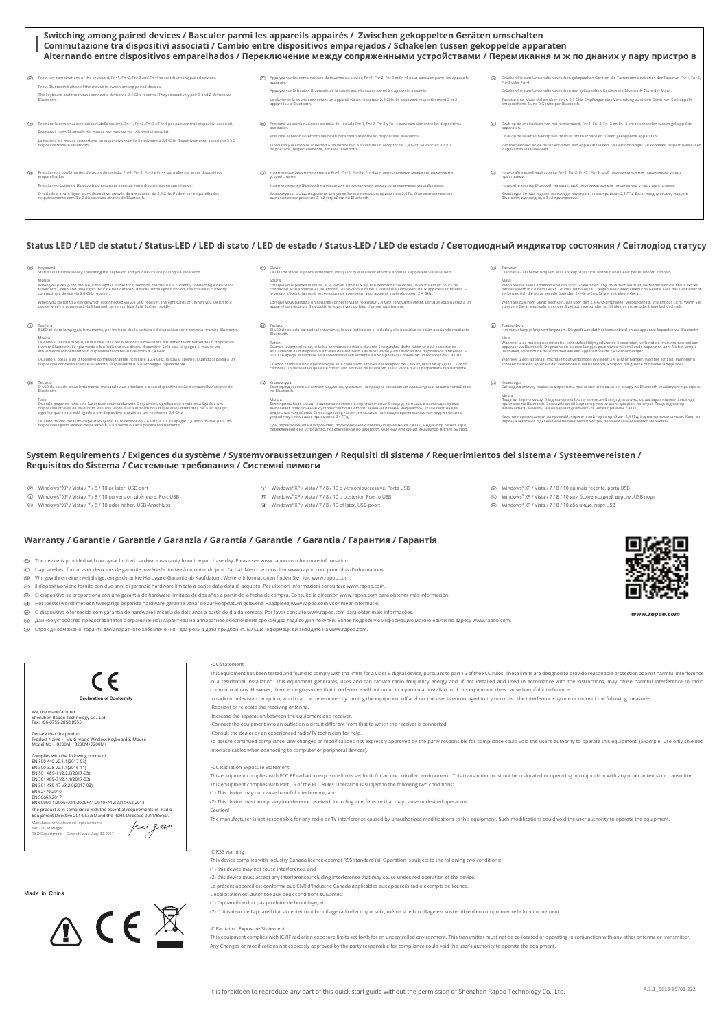## Switching among paired devices / Basculer parmi les appareils appairés / Zwischen gekoppelten Geräten umschalten Commutazione tra dispositivi associati / Cambio entre dispositivos emparejados / Schakelen tussen gekoppelde apparaten Alternando entre dispositivos emparelhados / Переключение между сопряженными устройствами / Перемикання м ж по даних у пару пристро в

**EN**
Press key combinations of the keyboard, Fn+1, Fn+2, Fn+3 and Fn+4 to switch among paired devices.

Press Bluetooth button of the mouse to switch among paired devices.

The keyboard and the mouse connect a device via 2.4 GHz receiver. They respectively pair 3 and 2 devices via Bluetooth.

**FR**
Appuyez sur les combinaisons de touches du clavier, Fn+1, Fn+2, Fn+3 et Fn+4 pour basculer parmi les appareils appairés.

Appuyez sur le bouton Bluetooth de la souris pour basculer parmi les appareils appairés.

Le clavier et la souris connectent un appareil via un récepteur 2,4 GHz. Ils appairent respectivement 3 et 2 appareils via Bluetooth.

**DE**
Drücken Sie zum Umschalten zwischen gekoppelten Geräten die Tastenkombinationen der Tastatur, Fn+1, Fn+2, Fn+3 oder Fn+4.

Drücken Sie zum Umschalten zwischen den gekoppelten Geräten die Bluetooth-Taste der Maus.

Tastatur und Maus stellen über einen 2,4-GHz-Empfänger eine Verbindung zu einem Gerät her. Sie koppeln entsprechend 3 und 2 Geräte per Bluetooth.

**IT**
Premere le combinazione dei tasti della tastiera, Fn+1, Fn+2, Fn+3 e Fn+4 per passare tra i dispositivi associati.

Premere il tasto Bluetooth del mouse per passare tra i dispositivi associati.

La tastiera e il mouse connettono un dispositivo tramite il ricevitore a 2,4 GHz. Rispettivamente, associano 3 e 2 dispositivi tramite Bluetooth.

**ES**
Presione las combinaciones de tecla del teclado Fn+1, Fn+2, Fn+3 y Fn+4 para cambiar entre los dispositivos asociados.

Presione el botón Bluetooth del ratón para cambiar entre los dispositivos asociados.

El teclado y el ratón se conectan a un dispositivo a través de un receptor de 2,4 GHz. Se asocian a 3 y 2 dispositivos, respectivamente, a través Bluetooth.

**NL**
Druk op de sneltoetsen van het toetsenbord, Fn+1, Fn+2, Fn+3 en Fn+4 om te schakelen tussen gekoppelde apparaten.

Druk op de Bluetooth-knop van de muis om te schakelen tussen gekoppelde apparaten.

Het toetsenbord en de muis verbinden een apparaat via een 2,4 GHz ontvanger. Ze koppelen respectievelijk 3 en 2 apparaten via Bluetooth.

**PT**
Pressione as combinações de teclas do teclado, Fn+1, Fn+2, Fn+3 e Fn+4 para alternar entre dispositivos emparelhados.

Pressione o botão de Bluetooth do rato para alternar entre dispositivos emparelhados.

O teclado e o rato ligam a um dispositivo através de um recetor de 2,4 GHz. Podem ser emparelhados respetivamente com 3 e 2 dispositivos através de Bluetooth.

**RU**
Нажмите одновременно кнопки Fn+1, Fn+2, Fn+3 и Fn+4 для переключения между сопряженными устройствами.

Нажмите кнопку Bluetooth на мыши для переключения между сопряженными устройствами.

Клавиатура и мышь подключены к устройству с помощью приемника 2,4 Гц. Они соответственно выполняют сопряжение 3 и 2 устройств по Bluetooth.

**UA**
Натискайте комбінації клавіш Fn+1, Fn+2, Fn+3 і Fn+4, щоб перемикатися між поданими у пару пристроями.

Натисніть кнопку Bluetooth на миші, щоб перемикатися між поданими у пару пристроями.

Клавіатура і миша підключаються до пристрою через приймач 2,4 ГГц. Вони поєднуються у пару по Bluetooth, відповідно, з 3 і 2 пристроями.

## Status LED / LED de statut / Status-LED / LED di stato / LED de estado / Status-LED / LED de estado / Светодиодный индикатор состояния / Світлодіод статусу

**EN**
Keyboard
Status LED flashes slowly, indicating the keyboard and your device are pairing via Bluetooth.

Mouse
When you pick up the mouse, if the light is stable for 6 seconds, the mouse is currently connecting a device via Bluetooth. Green and Blue lights indicate two different devices. If the light turns off, the mouse is currently connecting a device via 2.4 GHz receiver.

When you switch to a device which is connected via 2.4 GHz receiver, the light turns off. When you switch to a device which is connected via Bluetooth, green or blue light flashes rapidly.

**FR**
Clavier
La LED de statut clignote lentement, indiquant que le clavier et votre appareil s'appairent via Bluetooth.

Souris
Lorsque vous prenez la souris, si le voyant lumineux est fixe pendant 6 secondes, la souris est en cours de connexion à un appareil via Bluetooth. Les voyants lumineux vert et bleu indiquent deux appareils différents. Si le voyant s'éteint, la souris est en cours de connexion à un appareil via le récepteur 2,4 GHz.

Lorsque vous passez à un appareil connecté via le récepteur 2,4 GHz, le voyant s'éteint. Lorsque vous passez à un appareil connecté via Bluetooth, le voyant vert ou bleu clignote rapidement.

**DE**
Tastatur
Die Status-LED blinkt langsam, was anzeigt, dass Tastatur und Gerät per Bluetooth koppeln.

Maus
Wenn Sie die Maus anheben und das Licht 6 Sekunden lang dauerhaft leuchtet, verbindet sich die Maus aktuell per Bluetooth mit einem Gerät. Grüne und blaue LED zeigen zwei unterschiedliche Geräte. Falls das Licht erlischt, verbindet sich die Maus gerade über den 2,4-GHz-Empfänger mit einem Gerät.

Wenn Sie zu einem Gerät wechseln, das über den 2,4-GHz-Empfänger verbunden ist, erlischt das Licht. Wenn Sie zu einem Gerät wechseln, das per Bluetooth verbunden ist, blinkt das grüne oder blaue Licht schnell.

**IT**
Tastiera
Il LED di stato lampeggia lentamente, per indicare che la tastiera e il dispositivo sono connessi tramite Bluetooth.

Mouse
Quando si rileva il mouse, se la luce è fissa per 6 secondi, il mouse sta attualmente connettendo un dispositivo tramite Bluetooth. Le spie verde e blu indicano due diversi dispositivi. Se la spia si spegne, il mouse sta attualmente connettendo un dispositivo tramite un ricevitore a 2,4 GHz.

Quando si passa a un dispositivo connesso tramite ricevitore a 2,4 GHz, la spia si spegne. Quando si passa a un dispositivo connesso tramite Bluetooth, la spia verde o blu lampeggia rapidamente.

**ES**
Teclado
El LED de estado parpadea lentamente, lo que indica que el teclado y el dispositivo se están asociando mediante Bluetooth.

Ratón
Cuando levante el ratón, si la luz permanece estable durante 6 segundos, dicho ratón se está conectando actualmente a un dispositivo a través de Bluetooth. Las luces verde y azul indican dos dispositivos diferentes. Si la luz se apaga, el ratón se está conectando actualmente a un dispositivo a través de un receptor de 2,4 GHz.

Cuando cambie a un dispositivo que esté conectado a través del receptor de 2,4 GHz, la luz se apagará. Cuando cambie a un dispositivo que esté conectado a través de Bluetooth, la luz verde o azul parpadeará rápidamente.

**NL**
Toetsenbord
Het statuslampje knippert langzaam. Dit geeft aan dat het toetsenbord en uw apparaat koppelen via Bluetooth.

Muis
Wanneer u de muis opneemt en het licht stabiel blijft gedurende 6 seconden, verbindt de muis momenteel aan apparaat via Bluetooth. De groene en blauwe lampjes geven twee verschillende apparaten aan. Als het lampje inschakelt, verbindt de muis momenteel een apparaat via de 2,4 GHz ontvanger.

Wanneer u een apparaat inschakelt dat verbonden is via een 2,4 GHz ontvanger, gaat het licht uit. Wanneer u schakelt naar een apparaat dat verbonden is via Bluetooth, knippert het groene of blauwe licht snel.

**PT**
Teclado
O LED de estado pisca lentamente, indicando que o teclado e o seu dispositivo estão a emparelhar através de Bluetooth.

Rato
Quando pegar no rato, se a luz estiver estática durante 6 segundos, significa que o rato está ligado a um dispositivo através de Bluetooth. As luzes verde e azul indicam dois dispositivos diferentes. Se a luz apagar, significa que o rato está ligado a um dispositivo através de um recetor de 2,4 GHz.

Quando mudar para um dispositivo ligado a um recetor de 2,4 GHz, a luz irá apagar. Quando mudar para um dispositivo ligado através de Bluetooth, a luz verde ou azul pisca rapidamente.

**RU**
Клавиатура
Светодиод состояния мигает медленно, указывая на процесс сопряжения клавиатуры и вашего устройства по Bluetooth.

Мышь
Если при выборе мыши индикатор постоянно горит в течение 6 секунд, то мышь в настоящее время выполняет подключение к устройству по Bluetooth. Зеленый и синий индикаторы указывают на два отдельных устройства. Если индикатор гаснет, то мышь в настоящее время выполняет подключение к устройству с помощью приемника 2,4 ГГц.

При переключении на устройство, подключенное с помощью приемника 2,4 ГГц, индикатор гаснет. При переключении на устройство, подключенное по Bluetooth, зеленый или синий индикатор мигает быстро.

**UA**
Клавіатура
Світлодіод статусу повільно мерехтить, позначаючи поєднання в пару по Bluetooth клавіатури і пристрою.

Миша
Якщо ви берете мишу, й індикатор стабільно світиться 6 секунд, значить, миша зараз підключається до пристрою по Bluetooth. Зелений і синій індикатор позначають два різні пристрої. Якщо індикатор вимикається, значить, миша зараз підключається через приймач 2,4 ГГц.

Коли ви перемикаєтеся на пристрій, підключений через приймач 2,4 ГГц, індикатор вимикається. Коли ви перемикаєтеся на підключений по Bluetooth пристрій, зелений і синій швидко мерехтять.

## System Requirements / Exigences du système / Systemvoraussetzungen / Requisiti di sistema / Requerimientos del sistema / Systeemvereisten / Requisitos do Sistema / Системные требования / Системні вимоги

- **EN** Windows® XP / Vista / 7 / 8 / 10 or later, USB port
- **FR** Windows® XP / Vista / 7 / 8 / 10 ou version ultérieure, Port USB
- **DE** Windows® XP / Vista / 7 / 8 / 10 oder höher, USB-Anschluss
- **IT** Windows® XP / Vista / 7 / 8 / 10 o versioni successive, Porta USB
- **ES** Windows® XP / Vista / 7 / 8 / 10 o posterior, Puerto USB
- **NL** Windows® XP / Vista / 7 / 8 / 10 of later, USB-poort
- **PT** Windows® XP / Vista / 7 / 8 / 10 ou mais recente, porta USB
- **RU** Windows® XP / Vista / 7 / 8 / 10 или более поздней версии, USB порт
- **UA** Windows® XP / Vista / 7 / 8 / 10 або вище, порт USB

## Warranty / Garantie / Garantie / Garanzia / Garantía / Garantie / Garantia / Гарантия / Гарантія

- **EN** The device is provided with two-year limited hardware warranty from the purchase day. Please see www.rapoo.com for more information.
- **FR** L'appareil est fourni avec deux ans de garantie matérielle limitée à compter du jour d'achat. Merci de consulter www.rapoo.com pour plus d'informations.
- **DE** Wir gewähren eine zweijährige, eingeschränkte Hardware-Garantie ab Kaufdatum. Weitere Informationen finden Sie hier: www.rapoo.com.
- **IT** Il dispositivo viene fornito con due anni di garanzia hardware limitata a partire dalla data di acquisto. Per ulteriori informazioni consultare www.rapoo.com.
- **ES** El dispositivo se proporciona con una garantía de hardware limitada de dos años a partir de la fecha de compra. Consulte la dirección www.rapoo.com para obtener más información.
- **NL** Het toestel wordt met een tweejarige beperkte hardware-garantie vanaf de aankoopdatum geleverd. Raadpleeg www.rapoo.com voor meer informatie.
- **PT** O dispositivo é fornecido com garantia de hardware limitada de dois anos a partir do dia da compra. Por favor consulte www.rapoo.com para obter mais informações.
- **RU** Данное устройство предоставляется с ограниченной гарантией на аппаратное обеспечение сроком два года со дня покупки. Более подробную информацию можно найти по адресу www.rapoo.com.
- **UA** Строк дії обмеженої гарантії для апаратного забезпечення - два роки з дати придбання. Більше інформації ви знайдете на www.rapoo.com.

*www.rapoo.com*

### CE Declaration of Conformity

We, the manufacturer
Shenzhen Rapoo Technology Co., Ltd.
Fax: +86-0755-2858 8555

Declare that the product
Product Name：Multi-mode Wireless Keyboard & Mouse
Model No：8200M（8200M+7200M）

Complies with the following norms of :
EN 300 440 V2.1.1(2017-03)
EN 300 328 V2.1.1(2016-11)
EN 301 489-1 V2.2.0(2017-03)
EN 301 489-3 V2.1.1(2017-03)
EN 301 489-17 V3.2.0(2017-03)
EN 62479:2010
EN 55032:2015
EN 60950-1:2006+A11:2009+A1:2010+A12:2011+A2:2013
The product is in compliance with the essential requirements of Radio Equipment Directive 2014/53/EU,and the RoHS Directive 2011/65/EU.

Manufacturer/Authorised representative
Kai Guo, Manager
R&D Department　Date of Issue: Aug. 30, 2017

Made in China

### FCC Statement

This equipment has been tested and found to comply with the limits for a Class B digital device, pursuant to part 15 of the FCC rules. These limits are designed to provide reasonable protection against harmful interference in a residential installation. This equipment generates, uses and can radiate radio frequency energy and, if not installed and used in accordance with the instructions, may cause harmful interference to radio communications. However, there is no guarantee that interference will not occur in a particular installation. If this equipment does cause harmful interference to radio or television reception, which can be determined by turning the equipment off and on, the user is encouraged to try to correct the interference by one or more of the following measures:

-Reorient or relocate the receiving antenna.

-Increase the separation between the equipment and receiver.

-Connect the equipment into an outlet on a circuit different from that to which the receiver is connected.

-Consult the dealer or an experienced radio/TV technician for help.

To assure continued compliance, any changes or modifications not expressly approved by the party responsible for compliance could void the user's authority to operate this equipment. (Example- use only shielded interface cables when connecting to computer or peripheral devices).

### FCC Radiation Exposure Statement

This equipment complies with FCC RF radiation exposure limits set forth for an uncontrolled environment. This transmitter must not be co-located or operating in conjunction with any other antenna or transmitter.

This equipment complies with Part 15 of the FCC Rules.Operation is subject to the following two conditions:

(1) This device may not cause harmful interference, and

(2) This device must accept any interference received, including interference that may cause undesired operation.

Caution!

The manufacturer is not responsible for any radio or TV interference caused by unauthorized modifications to this equipment. Such modifications could void the user authority to operate the equipment.

### IC RSS warning

This device complies with Industry Canada licence-exempt RSS standard (s). Operation is subject to the following two conditions:

(1) this device may not cause interference, and

(2) this device must accept any interference,including interference that may cause undesired operation of the device.

Le présent appareil est conforme aux CNR d'Industrie Canada applicables aux appareils radio exempts de licence.

L'exploitation est autorisée aux deux conditions suivantes:

(1) l'appareil ne doit pas produire de brouillage, et

(2) l'utilisateur de l'appareil doit accepter tout brouillage radioélectrique subi, même si le brouillage est susceptible d'en compromettre le fonctionnement.

### IC Radiation Exposure Statement:

This equipment complies with IC RF radiation exposure limits set forth for an uncontrolled environment. This transmitter must not be co-located or operating in conjunction with any other antenna or transmitter.

Any Changes or modifications not expressly approved by the party responsible for compliance could void the user's authority to operate the equipment.

It is forbidden to reproduce any part of this quick start guide without the permission of Shenzhen Rapoo Technology Co., Ltd.

A.1.1_5613-15701-222